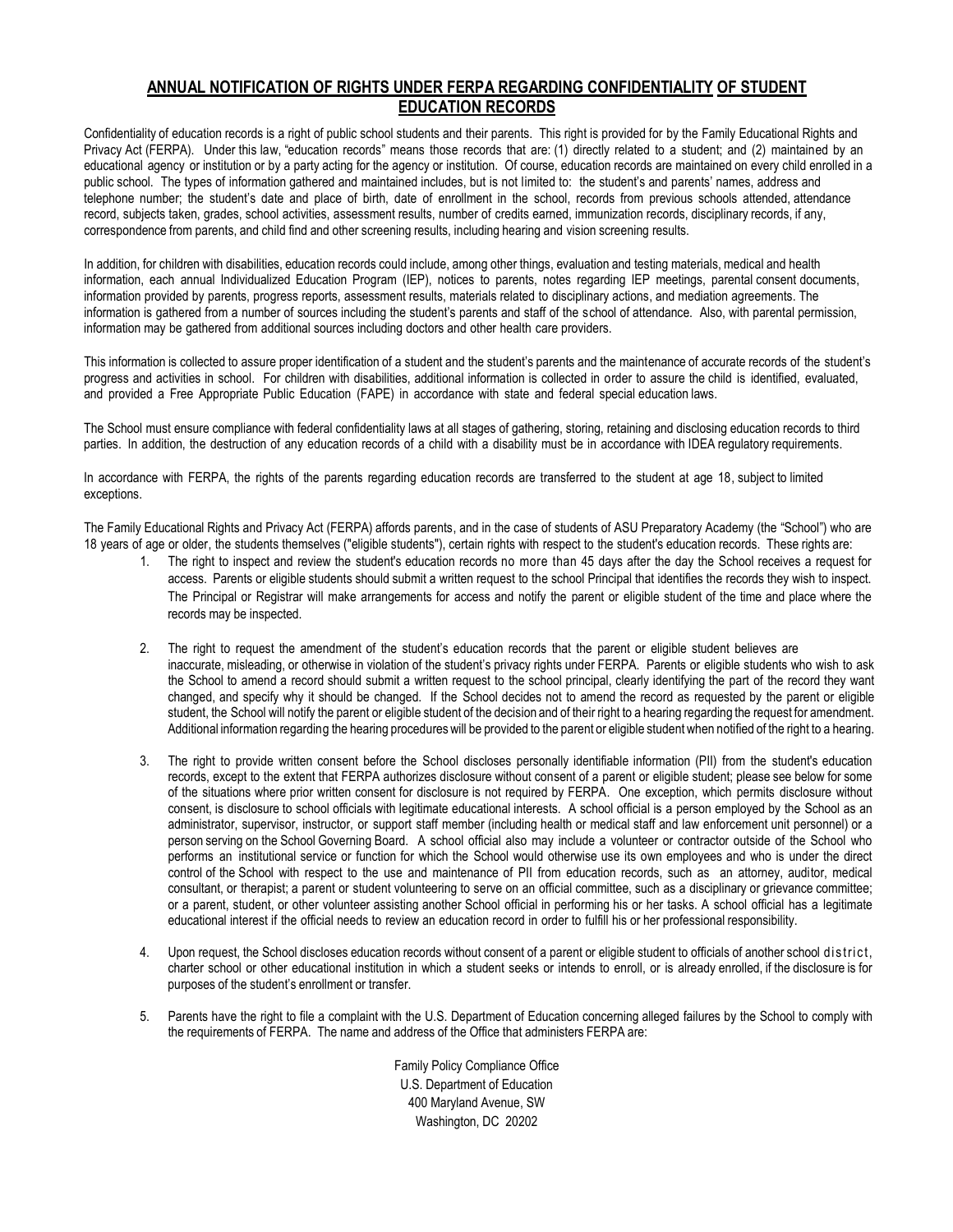## ANNUAL NOTIFICATION OF RIGHTS UNDER FERPA REGARDING CONFIDENTIALITY OF STUDENT EDUCATION RECORDS

Confidentiality of education records is a right of public school students and their parents. This right is provided for by the Family Educational Rights and Privacy Act (FERPA). Under this law, "education records" means those records that are: (1) directly related to a student; and (2) maintained by an educational agency or institution or by a party acting for the agency or institution. Of course, education records are maintained on every child enrolled in a public school. The types of information gathered and maintained includes, but is not limited to: the student's and parents' names, address and telephone number; the student's date and place of birth, date of enrollment in the school, records from previous schools attended, attendance record, subjects taken, grades, school activities, assessment results, number of credits earned, immunization records, disciplinary records, if any, correspondence from parents, and child find and other screening results, including hearing and vision screening results.

In addition, for children with disabilities, education records could include, among other things, evaluation and testing materials, medical and health information, each annual Individualized Education Program (IEP), notices to parents, notes regarding IEP meetings, parental consent documents, information provided by parents, progress reports, assessment results, materials related to disciplinary actions, and mediation agreements. The information is gathered from a number of sources including the student's parents and staff of the school of attendance. Also, with parental permission, information may be gathered from additional sources including doctors and other health care providers.

This information is collected to assure proper identification of a student and the student's parents and the maintenance of accurate records of the student's progress and activities in school. For children with disabilities, additional information is collected in order to assure the child is identified, evaluated, and provided a Free Appropriate Public Education (FAPE) in accordance with state and federal special education laws.

The School must ensure compliance with federal confidentiality laws at all stages of gathering, storing, retaining and disclosing education records to third parties. In addition, the destruction of any education records of a child with a disability must be in accordance with IDEA regulatory requirements.

In accordance with FERPA, the rights of the parents regarding education records are transferred to the student at age 18, subject to limited exceptions.

The Family Educational Rights and Privacy Act (FERPA) affords parents, and in the case of students of ASU Preparatory Academy (the "School") who are 18 years of age or older, the students themselves ("eligible students"), certain rights with respect to the student's education records. These rights are:

1. The right to inspect and review the student's education records no more than 45 days after the day the School receives a request for access. Parents or eligible students should submit a written request to the school Principal that identifies the records they wish to inspect. The Principal or Registrar will make arrangements for access and notify the parent or eligible student of the time and place where the records may be inspected.

2. The right to request the amendment of the student's education records that the parent or eligible student believes are inaccurate, misleading, or otherwise in violation of the student's privacy rights under FERPA. Parents or eligible students who wish to ask the School to amend a record should submit a written request to the school principal, clearly identifying the part of the record they want changed, and specify why it should be changed. If the School decides not to amend the record as requested by the parent or eligible student, the School will notify the parent or eligible student of the decision and of their right to a hearing regarding the request for amendment. Additional information regarding the hearing procedures will be provided to the parent or eligible student when notified of the right to a hearing.

3. The right to provide written consent before the School discloses personally identifiable information (PII) from the student's education records, except to the extent that FERPA authorizes disclosure without consent of a parent or eligible student; please see below for some of the situations where prior written consent for disclosure is not required by FERPA. One exception, which permits disclosure without consent, is disclosure to school officials with legitimate educational interests. A school official is a person employed by the School as an administrator, supervisor, instructor, or support staff member (including health or medical staff and law enforcement unit personnel) or a person serving on the School Governing Board. A school official also may include a volunteer or contractor outside of the School who performs an institutional service or function for which the School would otherwise use its own employees and who is under the direct control of the School with respect to the use and maintenance of PII from education records, such as an attorney, auditor, medical consultant, or therapist; a parent or student volunteering to serve on an official committee, such as a disciplinary or grievance committee; or a parent, student, or other volunteer assisting another School official in performing his or her tasks. A school official has a legitimate educational interest if the official needs to review an education record in order to fulfill his or her professional responsibility.

4. Upon request, the School discloses education records without consent of a parent or eligible student to officials of another school district, charter school or other educational institution in which a student seeks or intends to enroll, or is already enrolled, if the disclosure is for purposes of the student's enrollment or transfer.

5. Parents have the right to file a complaint with the U.S. Department of Education concerning alleged failures by the School to comply with the requirements of FERPA. The name and address of the Office that administers FERPA are:

Family Policy Compliance Office
U.S. Department of Education
400 Maryland Avenue, SW
Washington, DC 20202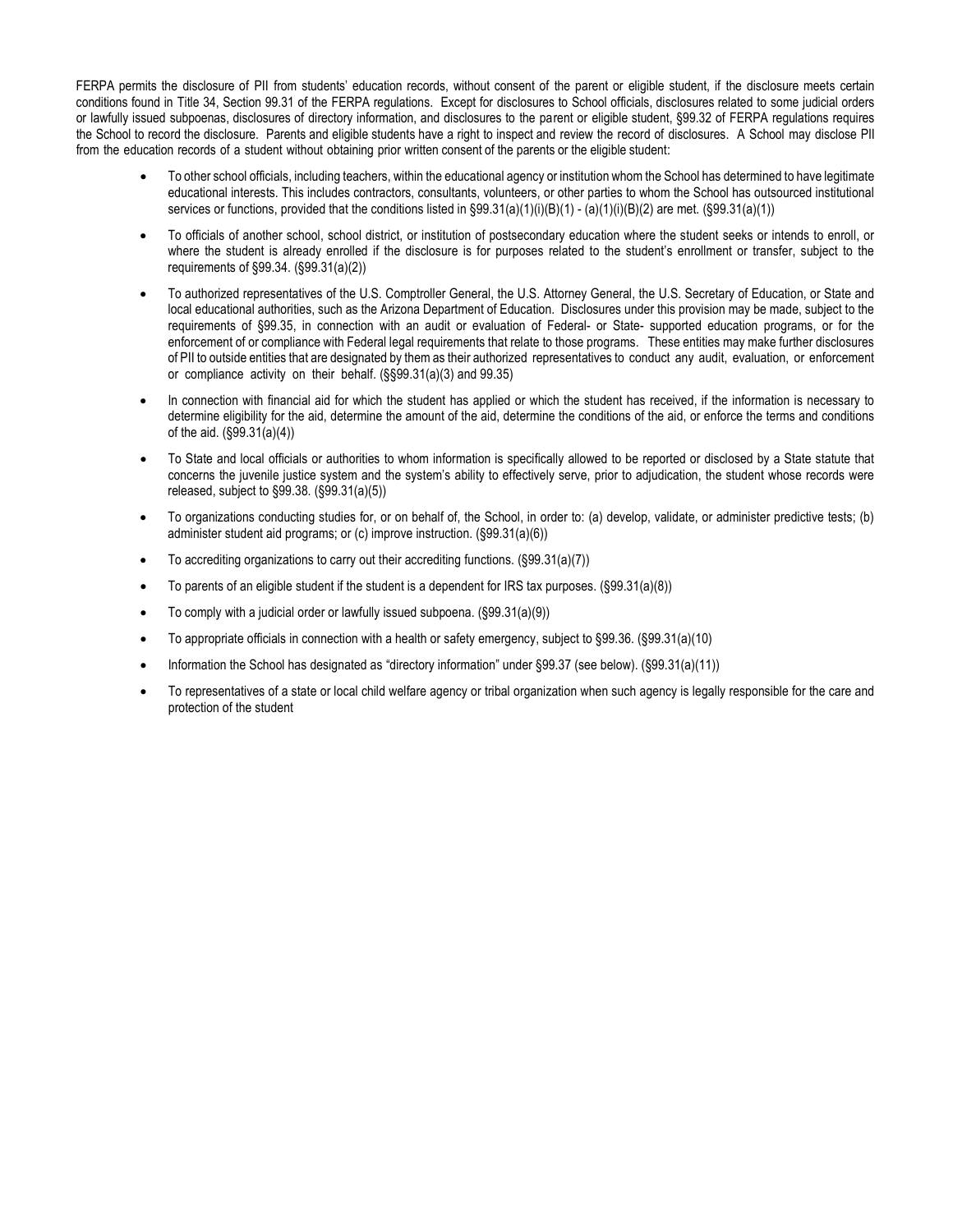FERPA permits the disclosure of PII from students' education records, without consent of the parent or eligible student, if the disclosure meets certain conditions found in Title 34, Section 99.31 of the FERPA regulations. Except for disclosures to School officials, disclosures related to some judicial orders or lawfully issued subpoenas, disclosures of directory information, and disclosures to the parent or eligible student, §99.32 of FERPA regulations requires the School to record the disclosure. Parents and eligible students have a right to inspect and review the record of disclosures. A School may disclose PII from the education records of a student without obtaining prior written consent of the parents or the eligible student:

- To other school officials, including teachers, within the educational agency or institution whom the School has determined to have legitimate educational interests. This includes contractors, consultants, volunteers, or other parties to whom the School has outsourced institutional services or functions, provided that the conditions listed in §99.31(a)(1)(i)(B)(1) - (a)(1)(i)(B)(2) are met. (§99.31(a)(1))
- To officials of another school, school district, or institution of postsecondary education where the student seeks or intends to enroll, or where the student is already enrolled if the disclosure is for purposes related to the student's enrollment or transfer, subject to the requirements of §99.34. (§99.31(a)(2))
- To authorized representatives of the U.S. Comptroller General, the U.S. Attorney General, the U.S. Secretary of Education, or State and local educational authorities, such as the Arizona Department of Education. Disclosures under this provision may be made, subject to the requirements of §99.35, in connection with an audit or evaluation of Federal- or State- supported education programs, or for the enforcement of or compliance with Federal legal requirements that relate to those programs. These entities may make further disclosures of PII to outside entities that are designated by them as their authorized representatives to conduct any audit, evaluation, or enforcement or compliance activity on their behalf. (§§99.31(a)(3) and 99.35)
- In connection with financial aid for which the student has applied or which the student has received, if the information is necessary to determine eligibility for the aid, determine the amount of the aid, determine the conditions of the aid, or enforce the terms and conditions of the aid. (§99.31(a)(4))
- To State and local officials or authorities to whom information is specifically allowed to be reported or disclosed by a State statute that concerns the juvenile justice system and the system's ability to effectively serve, prior to adjudication, the student whose records were released, subject to §99.38. (§99.31(a)(5))
- To organizations conducting studies for, or on behalf of, the School, in order to: (a) develop, validate, or administer predictive tests; (b) administer student aid programs; or (c) improve instruction. (§99.31(a)(6))
- To accrediting organizations to carry out their accrediting functions. (§99.31(a)(7))
- To parents of an eligible student if the student is a dependent for IRS tax purposes. (§99.31(a)(8))
- To comply with a judicial order or lawfully issued subpoena. (§99.31(a)(9))
- To appropriate officials in connection with a health or safety emergency, subject to §99.36. (§99.31(a)(10)
- Information the School has designated as "directory information" under §99.37 (see below). (§99.31(a)(11))
- To representatives of a state or local child welfare agency or tribal organization when such agency is legally responsible for the care and protection of the student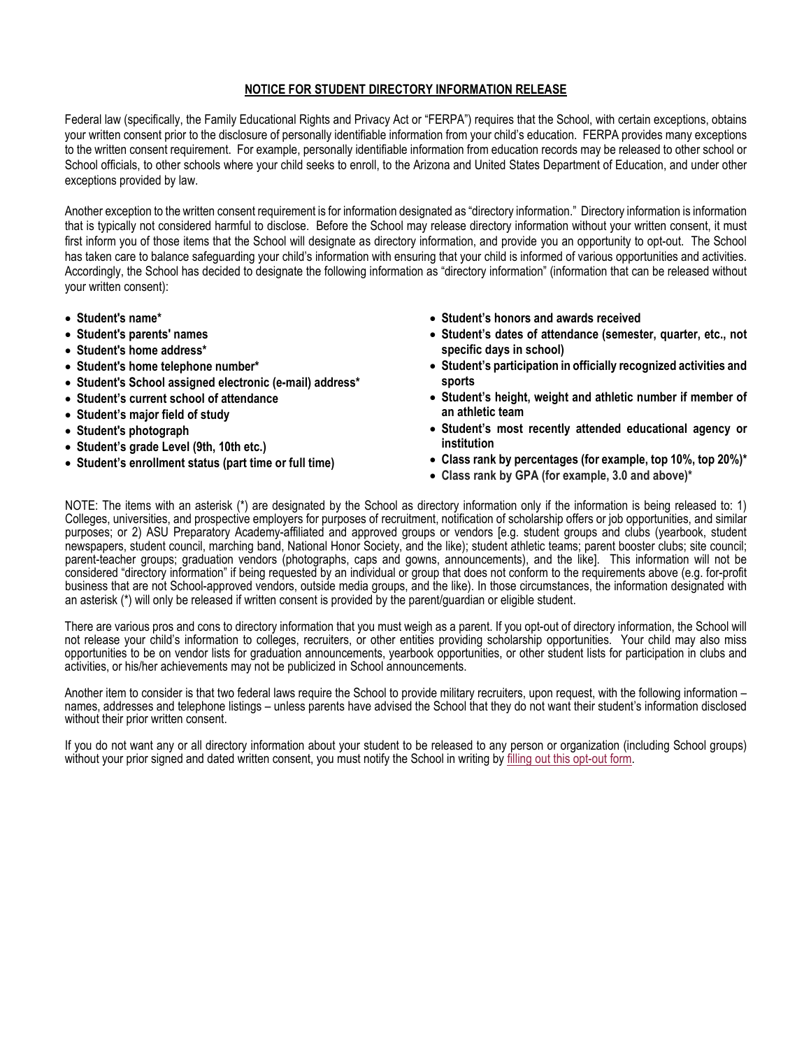## NOTICE FOR STUDENT DIRECTORY INFORMATION RELEASE

Federal law (specifically, the Family Educational Rights and Privacy Act or "FERPA") requires that the School, with certain exceptions, obtains your written consent prior to the disclosure of personally identifiable information from your child's education. FERPA provides many exceptions to the written consent requirement. For example, personally identifiable information from education records may be released to other school or School officials, to other schools where your child seeks to enroll, to the Arizona and United States Department of Education, and under other exceptions provided by law.

Another exception to the written consent requirement is for information designated as "directory information." Directory information is information that is typically not considered harmful to disclose. Before the School may release directory information without your written consent, it must first inform you of those items that the School will designate as directory information, and provide you an opportunity to opt-out. The School has taken care to balance safeguarding your child's information with ensuring that your child is informed of various opportunities and activities. Accordingly, the School has decided to designate the following information as "directory information" (information that can be released without your written consent):

- **Student's name***
- **Student's parents' names**
- **Student's home address***
- **Student's home telephone number***
- **Student's School assigned electronic (e-mail) address***
- **Student's current school of attendance**
- **Student's major field of study**
- **Student's photograph**
- **Student's grade Level (9th, 10th etc.)**
- **Student's enrollment status (part time or full time)**
- **Student's honors and awards received**
- **Student's dates of attendance (semester, quarter, etc., not specific days in school)**
- **Student's participation in officially recognized activities and sports**
- **Student's height, weight and athletic number if member of an athletic team**
- **Student's most recently attended educational agency or institution**
- **Class rank by percentages (for example, top 10%, top 20%)***
- **Class rank by GPA (for example, 3.0 and above)***

NOTE: The items with an asterisk (*) are designated by the School as directory information only if the information is being released to: 1) Colleges, universities, and prospective employers for purposes of recruitment, notification of scholarship offers or job opportunities, and similar purposes; or 2) ASU Preparatory Academy-affiliated and approved groups or vendors [e.g. student groups and clubs (yearbook, student newspapers, student council, marching band, National Honor Society, and the like); student athletic teams; parent booster clubs; site council; parent-teacher groups; graduation vendors (photographs, caps and gowns, announcements), and the like]. This information will not be considered "directory information" if being requested by an individual or group that does not conform to the requirements above (e.g. for-profit business that are not School-approved vendors, outside media groups, and the like). In those circumstances, the information designated with an asterisk (*) will only be released if written consent is provided by the parent/guardian or eligible student.

There are various pros and cons to directory information that you must weigh as a parent. If you opt-out of directory information, the School will not release your child's information to colleges, recruiters, or other entities providing scholarship opportunities. Your child may also miss opportunities to be on vendor lists for graduation announcements, yearbook opportunities, or other student lists for participation in clubs and activities, or his/her achievements may not be publicized in School announcements.

Another item to consider is that two federal laws require the School to provide military recruiters, upon request, with the following information – names, addresses and telephone listings – unless parents have advised the School that they do not want their student's information disclosed without their prior written consent.

If you do not want any or all directory information about your student to be released to any person or organization (including School groups) without your prior signed and dated written consent, you must notify the School in writing by filling out this opt-out form.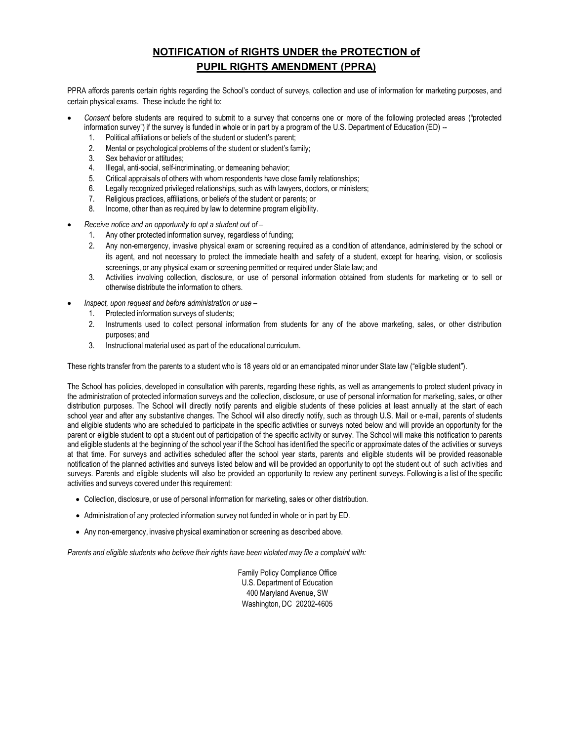# NOTIFICATION of RIGHTS UNDER the PROTECTION of PUPIL RIGHTS AMENDMENT (PPRA)

PPRA affords parents certain rights regarding the School's conduct of surveys, collection and use of information for marketing purposes, and certain physical exams. These include the right to:

- *Consent* before students are required to submit to a survey that concerns one or more of the following protected areas ("protected information survey") if the survey is funded in whole or in part by a program of the U.S. Department of Education (ED) --
  1. Political affiliations or beliefs of the student or student's parent;
  2. Mental or psychological problems of the student or student's family;
  3. Sex behavior or attitudes;
  4. Illegal, anti-social, self-incriminating, or demeaning behavior;
  5. Critical appraisals of others with whom respondents have close family relationships;
  6. Legally recognized privileged relationships, such as with lawyers, doctors, or ministers;
  7. Religious practices, affiliations, or beliefs of the student or parents; or
  8. Income, other than as required by law to determine program eligibility.
- *Receive notice and an opportunity to opt a student out of –*
  1. Any other protected information survey, regardless of funding;
  2. Any non-emergency, invasive physical exam or screening required as a condition of attendance, administered by the school or its agent, and not necessary to protect the immediate health and safety of a student, except for hearing, vision, or scoliosis screenings, or any physical exam or screening permitted or required under State law; and
  3. Activities involving collection, disclosure, or use of personal information obtained from students for marketing or to sell or otherwise distribute the information to others.
- *Inspect, upon request and before administration or use –*
  1. Protected information surveys of students;
  2. Instruments used to collect personal information from students for any of the above marketing, sales, or other distribution purposes; and
  3. Instructional material used as part of the educational curriculum.

These rights transfer from the parents to a student who is 18 years old or an emancipated minor under State law ("eligible student").

The School has policies, developed in consultation with parents, regarding these rights, as well as arrangements to protect student privacy in the administration of protected information surveys and the collection, disclosure, or use of personal information for marketing, sales, or other distribution purposes. The School will directly notify parents and eligible students of these policies at least annually at the start of each school year and after any substantive changes. The School will also directly notify, such as through U.S. Mail or e-mail, parents of students and eligible students who are scheduled to participate in the specific activities or surveys noted below and will provide an opportunity for the parent or eligible student to opt a student out of participation of the specific activity or survey. The School will make this notification to parents and eligible students at the beginning of the school year if the School has identified the specific or approximate dates of the activities or surveys at that time. For surveys and activities scheduled after the school year starts, parents and eligible students will be provided reasonable notification of the planned activities and surveys listed below and will be provided an opportunity to opt the student out of such activities and surveys. Parents and eligible students will also be provided an opportunity to review any pertinent surveys. Following is a list of the specific activities and surveys covered under this requirement:

- Collection, disclosure, or use of personal information for marketing, sales or other distribution.
- Administration of any protected information survey not funded in whole or in part by ED.
- Any non-emergency, invasive physical examination or screening as described above.

*Parents and eligible students who believe their rights have been violated may file a complaint with:*

Family Policy Compliance Office
U.S. Department of Education
400 Maryland Avenue, SW
Washington, DC 20202-4605